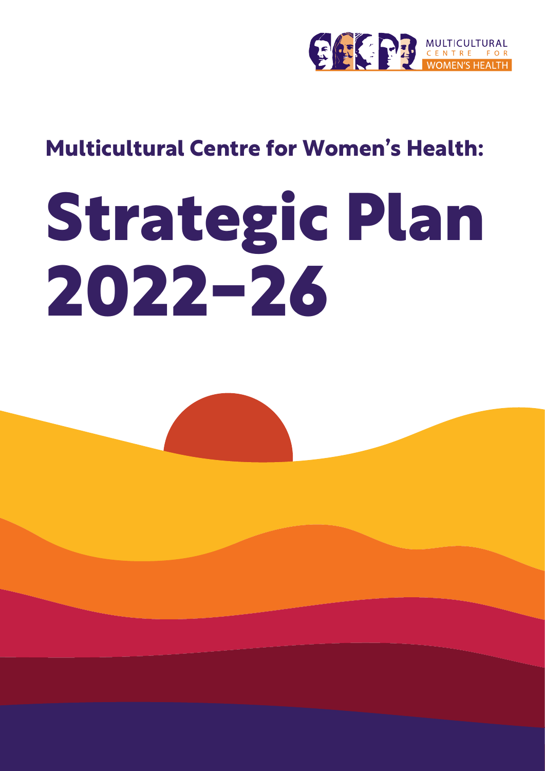MULTICULTURAL CENTRE FOR WOMEN'S HEALTH

## Multicultural Centre for Women's Health:

# Strategic Plan 2022–26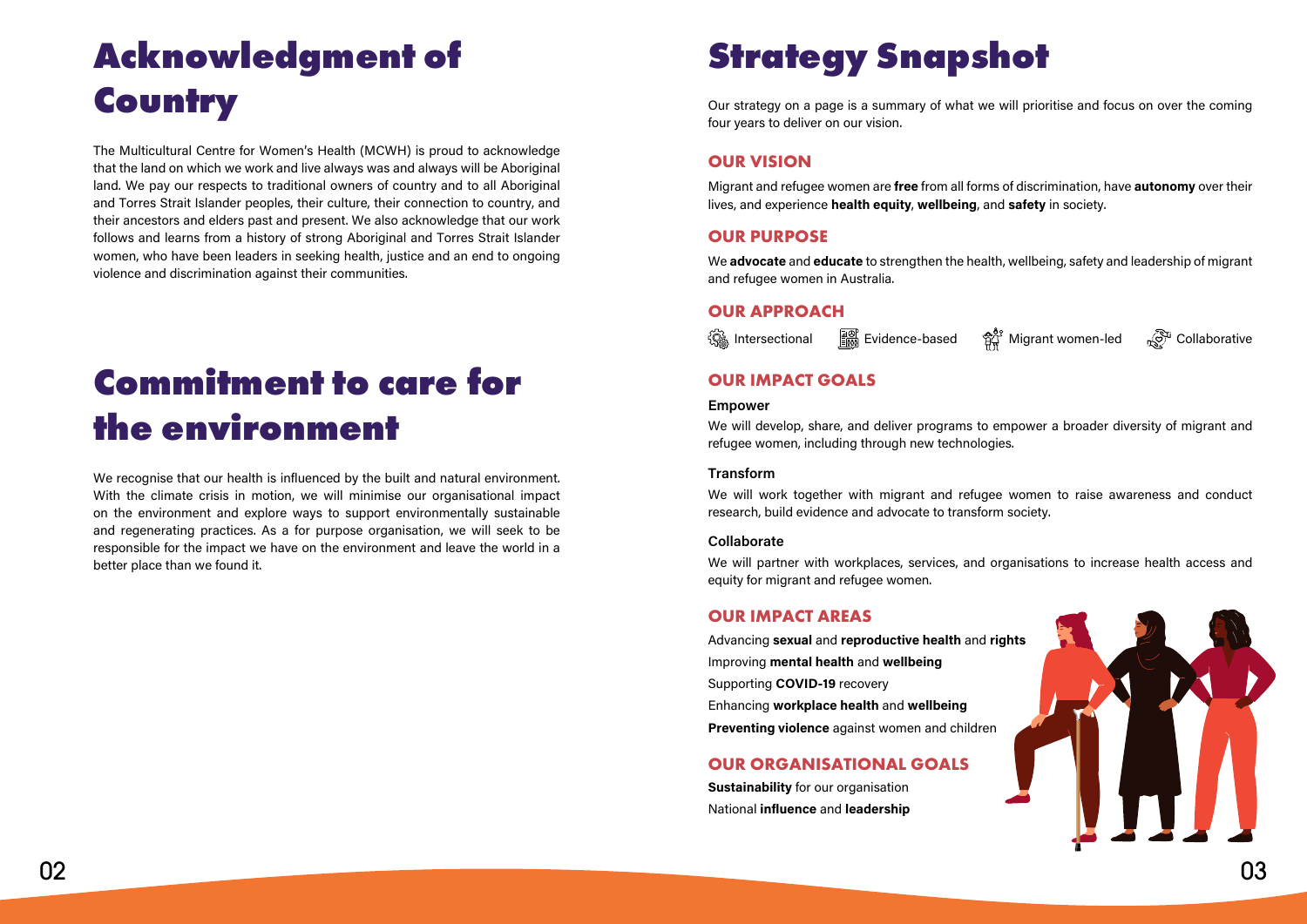# Acknowledgment of Country

The Multicultural Centre for Women's Health (MCWH) is proud to acknowledge that the land on which we work and live always was and always will be Aboriginal land. We pay our respects to traditional owners of country and to all Aboriginal and Torres Strait Islander peoples, their culture, their connection to country, and their ancestors and elders past and present. We also acknowledge that our work follows and learns from a history of strong Aboriginal and Torres Strait Islander women, who have been leaders in seeking health, justice and an end to ongoing violence and discrimination against their communities.

# Commitment to care for the environment

We recognise that our health is influenced by the built and natural environment. With the climate crisis in motion, we will minimise our organisational impact on the environment and explore ways to support environmentally sustainable and regenerating practices. As a for purpose organisation, we will seek to be responsible for the impact we have on the environment and leave the world in a better place than we found it.

# Strategy Snapshot

Our strategy on a page is a summary of what we will prioritise and focus on over the coming four years to deliver on our vision.

## OUR VISION

Migrant and refugee women are **free** from all forms of discrimination, have **autonomy** over their lives, and experience **health equity**, **wellbeing**, and **safety** in society.

## OUR PURPOSE

We **advocate** and **educate** to strengthen the health, wellbeing, safety and leadership of migrant and refugee women in Australia.

## OUR APPROACH

Intersectional | Evidence-based | Migrant women-led | Collaborative

## OUR IMPACT GOALS

**Empower**

We will develop, share, and deliver programs to empower a broader diversity of migrant and refugee women, including through new technologies.

**Transform**

We will work together with migrant and refugee women to raise awareness and conduct research, build evidence and advocate to transform society.

**Collaborate**

We will partner with workplaces, services, and organisations to increase health access and equity for migrant and refugee women.

## OUR IMPACT AREAS

Advancing **sexual** and **reproductive health** and **rights**
Improving **mental health** and **wellbeing**
Supporting **COVID-19** recovery
Enhancing **workplace health** and **wellbeing**
**Preventing violence** against women and children

## OUR ORGANISATIONAL GOALS

**Sustainability** for our organisation
National **influence** and **leadership**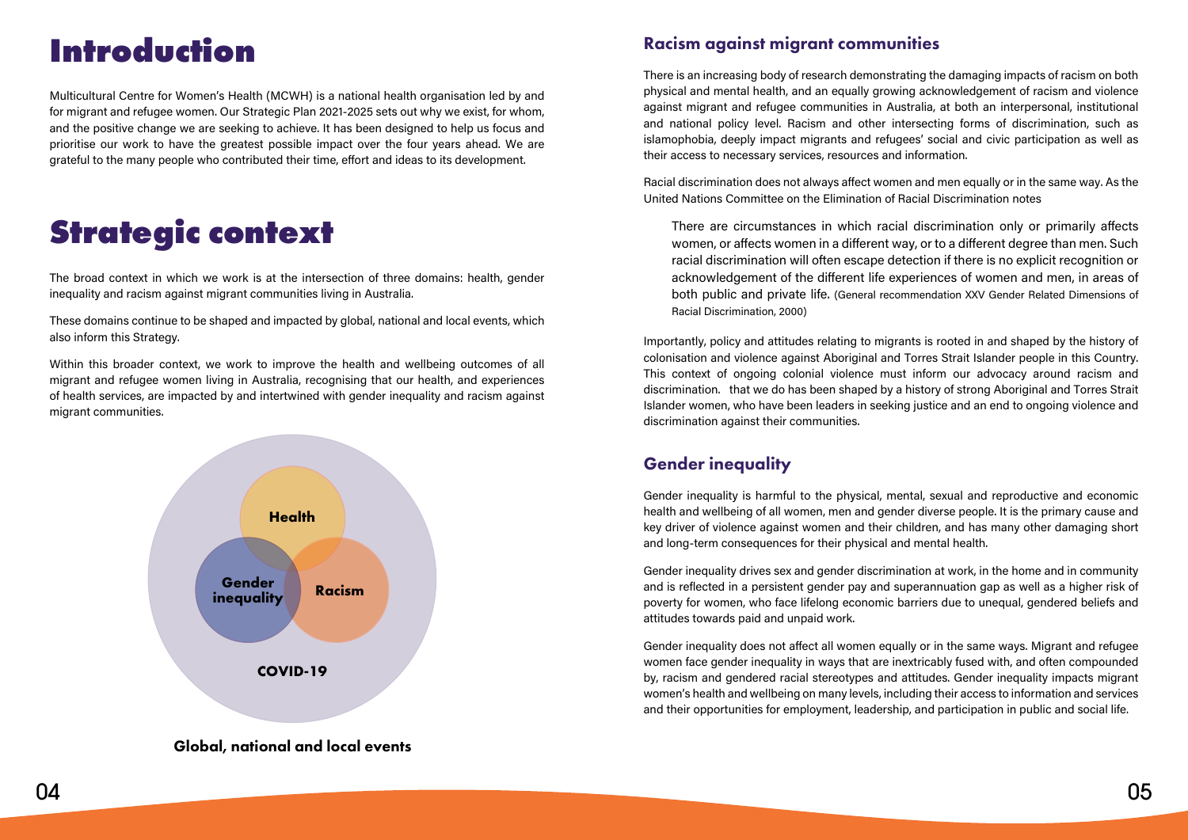# Introduction

Multicultural Centre for Women's Health (MCWH) is a national health organisation led by and for migrant and refugee women. Our Strategic Plan 2021-2025 sets out why we exist, for whom, and the positive change we are seeking to achieve. It has been designed to help us focus and prioritise our work to have the greatest possible impact over the four years ahead. We are grateful to the many people who contributed their time, effort and ideas to its development.

# Strategic context

The broad context in which we work is at the intersection of three domains: health, gender inequality and racism against migrant communities living in Australia.

These domains continue to be shaped and impacted by global, national and local events, which also inform this Strategy.

Within this broader context, we work to improve the health and wellbeing outcomes of all migrant and refugee women living in Australia, recognising that our health, and experiences of health services, are impacted by and intertwined with gender inequality and racism against migrant communities.

Health

Gender inequality

Racism

COVID-19

**Global, national and local events**

## Racism against migrant communities

There is an increasing body of research demonstrating the damaging impacts of racism on both physical and mental health, and an equally growing acknowledgement of racism and violence against migrant and refugee communities in Australia, at both an interpersonal, institutional and national policy level. Racism and other intersecting forms of discrimination, such as islamophobia, deeply impact migrants and refugees' social and civic participation as well as their access to necessary services, resources and information.

Racial discrimination does not always affect women and men equally or in the same way. As the United Nations Committee on the Elimination of Racial Discrimination notes

> There are circumstances in which racial discrimination only or primarily affects women, or affects women in a different way, or to a different degree than men. Such racial discrimination will often escape detection if there is no explicit recognition or acknowledgement of the different life experiences of women and men, in areas of both public and private life. (General recommendation XXV Gender Related Dimensions of Racial Discrimination, 2000)

Importantly, policy and attitudes relating to migrants is rooted in and shaped by the history of colonisation and violence against Aboriginal and Torres Strait Islander people in this Country. This context of ongoing colonial violence must inform our advocacy around racism and discrimination. that we do has been shaped by a history of strong Aboriginal and Torres Strait Islander women, who have been leaders in seeking justice and an end to ongoing violence and discrimination against their communities.

## Gender inequality

Gender inequality is harmful to the physical, mental, sexual and reproductive and economic health and wellbeing of all women, men and gender diverse people. It is the primary cause and key driver of violence against women and their children, and has many other damaging short and long-term consequences for their physical and mental health.

Gender inequality drives sex and gender discrimination at work, in the home and in community and is reflected in a persistent gender pay and superannuation gap as well as a higher risk of poverty for women, who face lifelong economic barriers due to unequal, gendered beliefs and attitudes towards paid and unpaid work.

Gender inequality does not affect all women equally or in the same ways. Migrant and refugee women face gender inequality in ways that are inextricably fused with, and often compounded by, racism and gendered racial stereotypes and attitudes. Gender inequality impacts migrant women's health and wellbeing on many levels, including their access to information and services and their opportunities for employment, leadership, and participation in public and social life.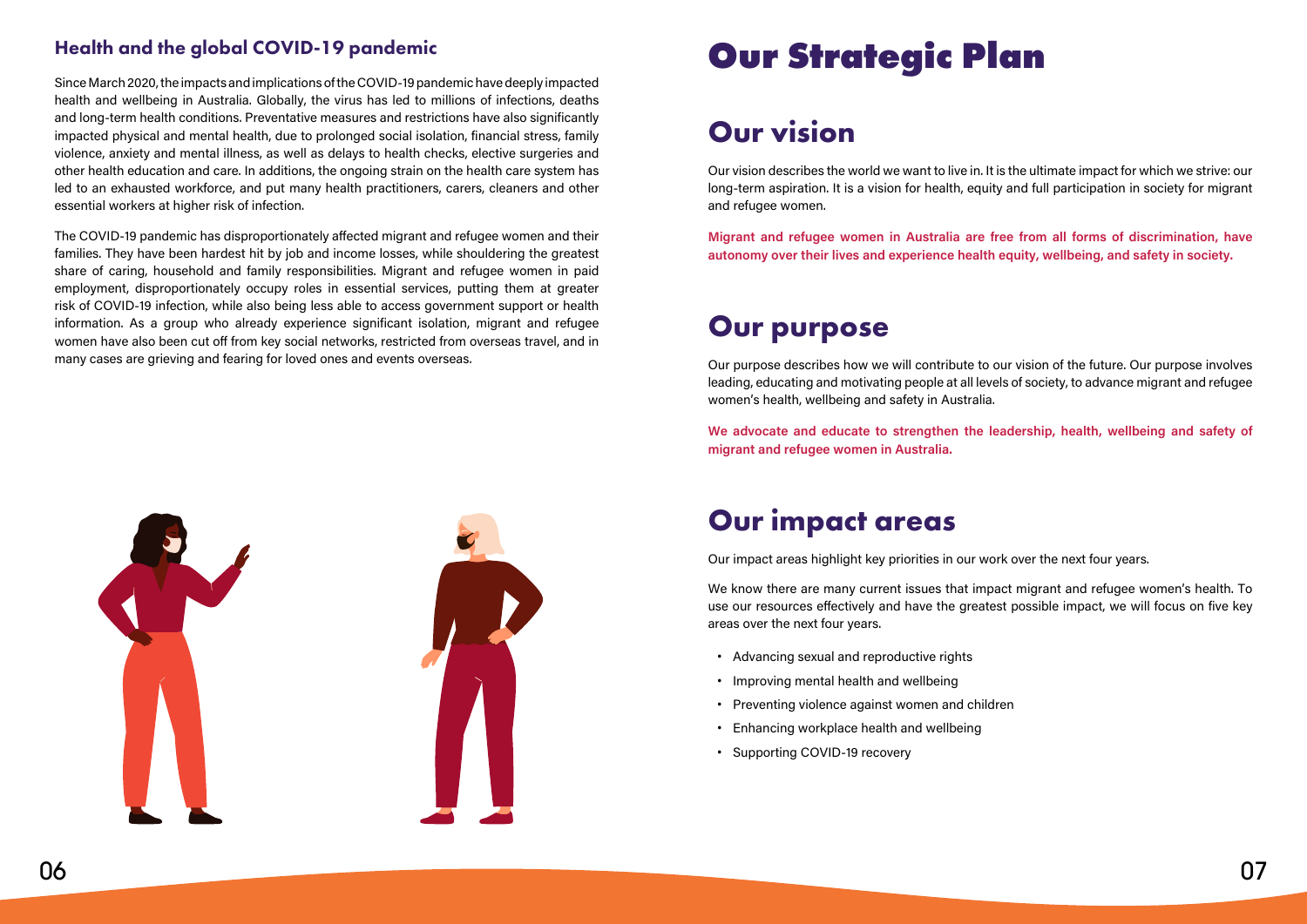### Health and the global COVID-19 pandemic

Since March 2020, the impacts and implications of the COVID-19 pandemic have deeply impacted health and wellbeing in Australia. Globally, the virus has led to millions of infections, deaths and long-term health conditions. Preventative measures and restrictions have also significantly impacted physical and mental health, due to prolonged social isolation, financial stress, family violence, anxiety and mental illness, as well as delays to health checks, elective surgeries and other health education and care. In additions, the ongoing strain on the health care system has led to an exhausted workforce, and put many health practitioners, carers, cleaners and other essential workers at higher risk of infection.

The COVID-19 pandemic has disproportionately affected migrant and refugee women and their families. They have been hardest hit by job and income losses, while shouldering the greatest share of caring, household and family responsibilities. Migrant and refugee women in paid employment, disproportionately occupy roles in essential services, putting them at greater risk of COVID-19 infection, while also being less able to access government support or health information. As a group who already experience significant isolation, migrant and refugee women have also been cut off from key social networks, restricted from overseas travel, and in many cases are grieving and fearing for loved ones and events overseas.

# Our Strategic Plan

## Our vision

Our vision describes the world we want to live in. It is the ultimate impact for which we strive: our long-term aspiration. It is a vision for health, equity and full participation in society for migrant and refugee women.

**Migrant and refugee women in Australia are free from all forms of discrimination, have autonomy over their lives and experience health equity, wellbeing, and safety in society.**

## Our purpose

Our purpose describes how we will contribute to our vision of the future. Our purpose involves leading, educating and motivating people at all levels of society, to advance migrant and refugee women's health, wellbeing and safety in Australia.

**We advocate and educate to strengthen the leadership, health, wellbeing and safety of migrant and refugee women in Australia.**

## Our impact areas

Our impact areas highlight key priorities in our work over the next four years.

We know there are many current issues that impact migrant and refugee women's health. To use our resources effectively and have the greatest possible impact, we will focus on five key areas over the next four years.

- Advancing sexual and reproductive rights
- Improving mental health and wellbeing
- Preventing violence against women and children
- Enhancing workplace health and wellbeing
- Supporting COVID-19 recovery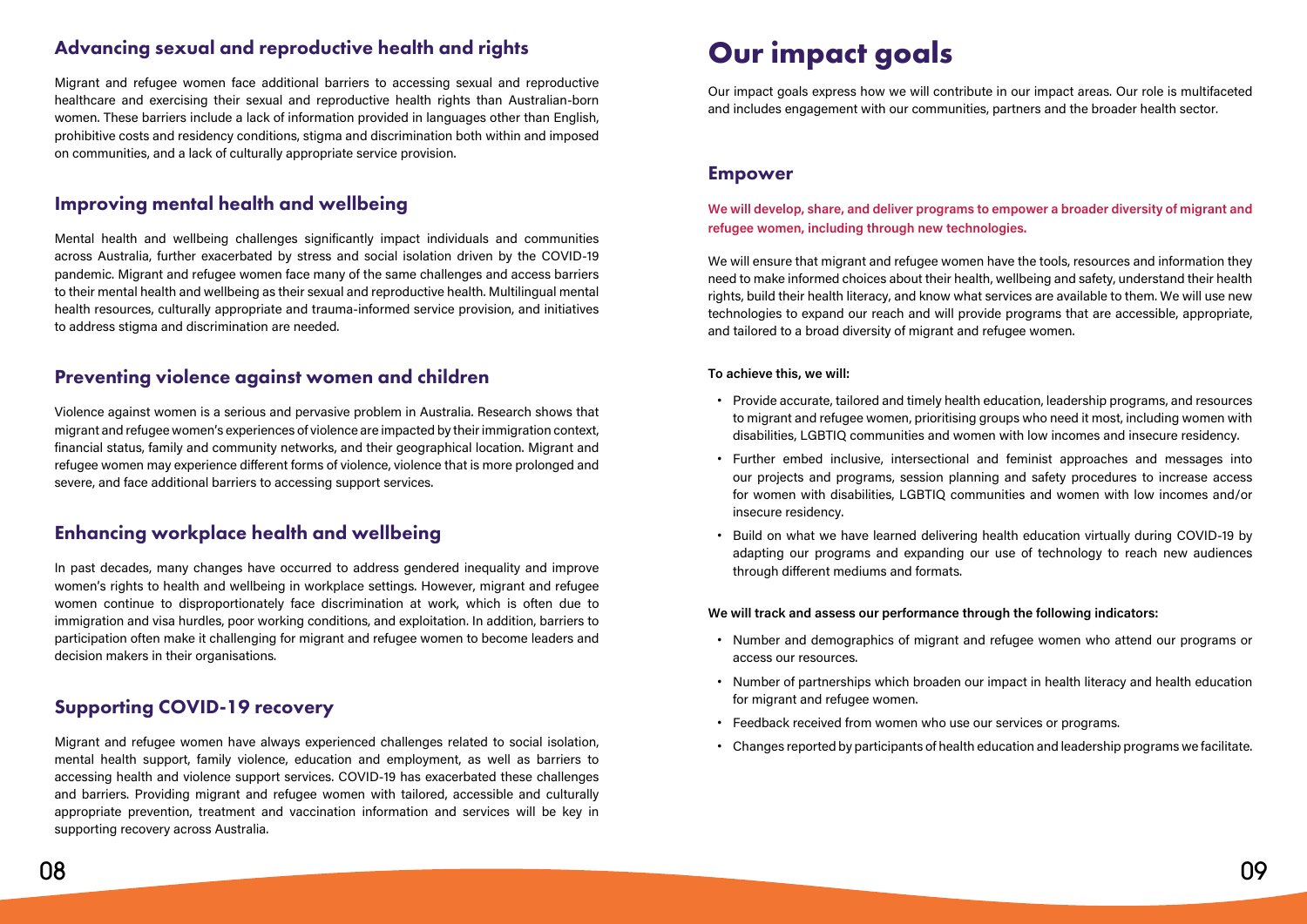## Advancing sexual and reproductive health and rights

Migrant and refugee women face additional barriers to accessing sexual and reproductive healthcare and exercising their sexual and reproductive health rights than Australian-born women. These barriers include a lack of information provided in languages other than English, prohibitive costs and residency conditions, stigma and discrimination both within and imposed on communities, and a lack of culturally appropriate service provision.

## Improving mental health and wellbeing

Mental health and wellbeing challenges significantly impact individuals and communities across Australia, further exacerbated by stress and social isolation driven by the COVID-19 pandemic. Migrant and refugee women face many of the same challenges and access barriers to their mental health and wellbeing as their sexual and reproductive health. Multilingual mental health resources, culturally appropriate and trauma-informed service provision, and initiatives to address stigma and discrimination are needed.

## Preventing violence against women and children

Violence against women is a serious and pervasive problem in Australia. Research shows that migrant and refugee women's experiences of violence are impacted by their immigration context, financial status, family and community networks, and their geographical location. Migrant and refugee women may experience different forms of violence, violence that is more prolonged and severe, and face additional barriers to accessing support services.

## Enhancing workplace health and wellbeing

In past decades, many changes have occurred to address gendered inequality and improve women's rights to health and wellbeing in workplace settings. However, migrant and refugee women continue to disproportionately face discrimination at work, which is often due to immigration and visa hurdles, poor working conditions, and exploitation. In addition, barriers to participation often make it challenging for migrant and refugee women to become leaders and decision makers in their organisations.

## Supporting COVID-19 recovery

Migrant and refugee women have always experienced challenges related to social isolation, mental health support, family violence, education and employment, as well as barriers to accessing health and violence support services. COVID-19 has exacerbated these challenges and barriers. Providing migrant and refugee women with tailored, accessible and culturally appropriate prevention, treatment and vaccination information and services will be key in supporting recovery across Australia.

# Our impact goals

Our impact goals express how we will contribute in our impact areas. Our role is multifaceted and includes engagement with our communities, partners and the broader health sector.

## Empower

**We will develop, share, and deliver programs to empower a broader diversity of migrant and refugee women, including through new technologies.**

We will ensure that migrant and refugee women have the tools, resources and information they need to make informed choices about their health, wellbeing and safety, understand their health rights, build their health literacy, and know what services are available to them. We will use new technologies to expand our reach and will provide programs that are accessible, appropriate, and tailored to a broad diversity of migrant and refugee women.

**To achieve this, we will:**

- Provide accurate, tailored and timely health education, leadership programs, and resources to migrant and refugee women, prioritising groups who need it most, including women with disabilities, LGBTIQ communities and women with low incomes and insecure residency.
- Further embed inclusive, intersectional and feminist approaches and messages into our projects and programs, session planning and safety procedures to increase access for women with disabilities, LGBTIQ communities and women with low incomes and/or insecure residency.
- Build on what we have learned delivering health education virtually during COVID-19 by adapting our programs and expanding our use of technology to reach new audiences through different mediums and formats.

**We will track and assess our performance through the following indicators:**

- Number and demographics of migrant and refugee women who attend our programs or access our resources.
- Number of partnerships which broaden our impact in health literacy and health education for migrant and refugee women.
- Feedback received from women who use our services or programs.
- Changes reported by participants of health education and leadership programs we facilitate.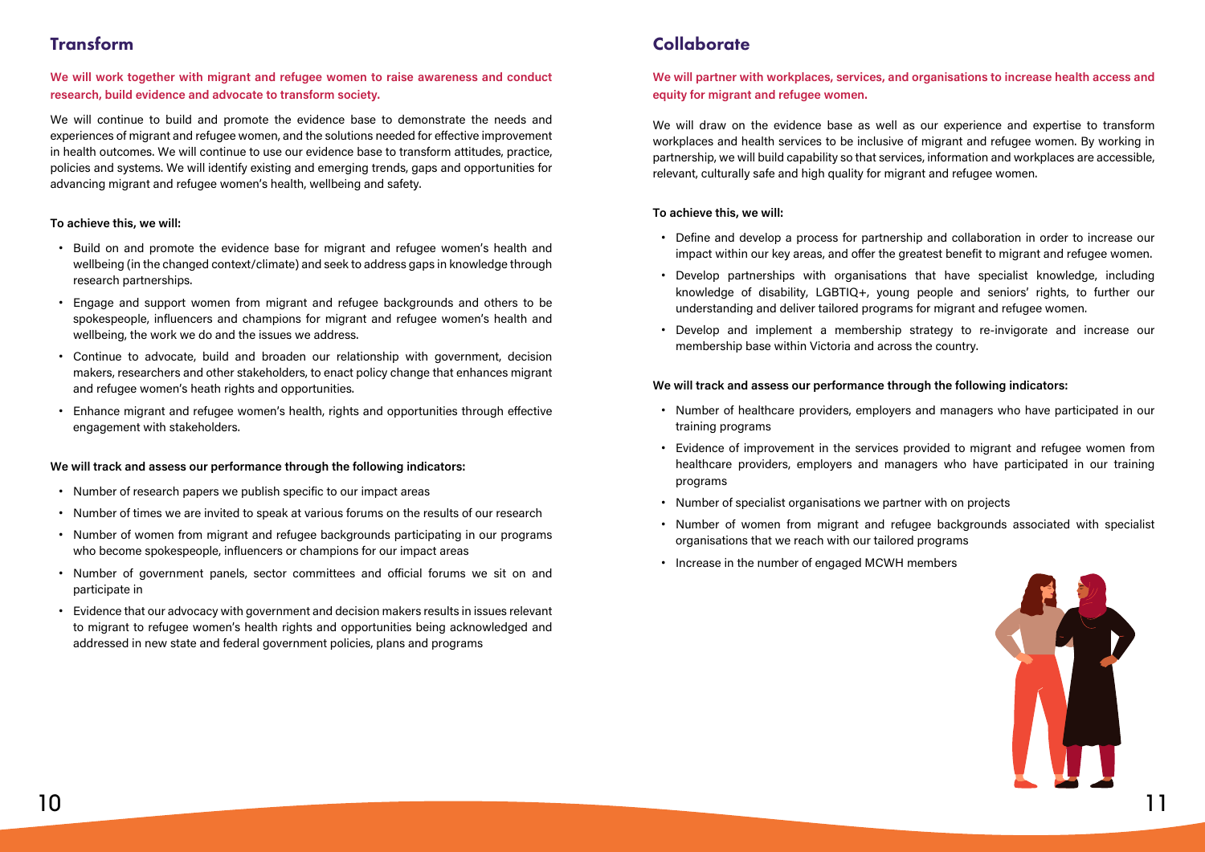## Transform

**We will work together with migrant and refugee women to raise awareness and conduct research, build evidence and advocate to transform society.**

We will continue to build and promote the evidence base to demonstrate the needs and experiences of migrant and refugee women, and the solutions needed for effective improvement in health outcomes. We will continue to use our evidence base to transform attitudes, practice, policies and systems. We will identify existing and emerging trends, gaps and opportunities for advancing migrant and refugee women's health, wellbeing and safety.

**To achieve this, we will:**

- Build on and promote the evidence base for migrant and refugee women's health and wellbeing (in the changed context/climate) and seek to address gaps in knowledge through research partnerships.
- Engage and support women from migrant and refugee backgrounds and others to be spokespeople, influencers and champions for migrant and refugee women's health and wellbeing, the work we do and the issues we address.
- Continue to advocate, build and broaden our relationship with government, decision makers, researchers and other stakeholders, to enact policy change that enhances migrant and refugee women's heath rights and opportunities.
- Enhance migrant and refugee women's health, rights and opportunities through effective engagement with stakeholders.

**We will track and assess our performance through the following indicators:**

- Number of research papers we publish specific to our impact areas
- Number of times we are invited to speak at various forums on the results of our research
- Number of women from migrant and refugee backgrounds participating in our programs who become spokespeople, influencers or champions for our impact areas
- Number of government panels, sector committees and official forums we sit on and participate in
- Evidence that our advocacy with government and decision makers results in issues relevant to migrant to refugee women's health rights and opportunities being acknowledged and addressed in new state and federal government policies, plans and programs

## Collaborate

**We will partner with workplaces, services, and organisations to increase health access and equity for migrant and refugee women.**

We will draw on the evidence base as well as our experience and expertise to transform workplaces and health services to be inclusive of migrant and refugee women. By working in partnership, we will build capability so that services, information and workplaces are accessible, relevant, culturally safe and high quality for migrant and refugee women.

**To achieve this, we will:**

- Define and develop a process for partnership and collaboration in order to increase our impact within our key areas, and offer the greatest benefit to migrant and refugee women.
- Develop partnerships with organisations that have specialist knowledge, including knowledge of disability, LGBTIQ+, young people and seniors' rights, to further our understanding and deliver tailored programs for migrant and refugee women.
- Develop and implement a membership strategy to re-invigorate and increase our membership base within Victoria and across the country.

**We will track and assess our performance through the following indicators:**

- Number of healthcare providers, employers and managers who have participated in our training programs
- Evidence of improvement in the services provided to migrant and refugee women from healthcare providers, employers and managers who have participated in our training programs
- Number of specialist organisations we partner with on projects
- Number of women from migrant and refugee backgrounds associated with specialist organisations that we reach with our tailored programs
- Increase in the number of engaged MCWH members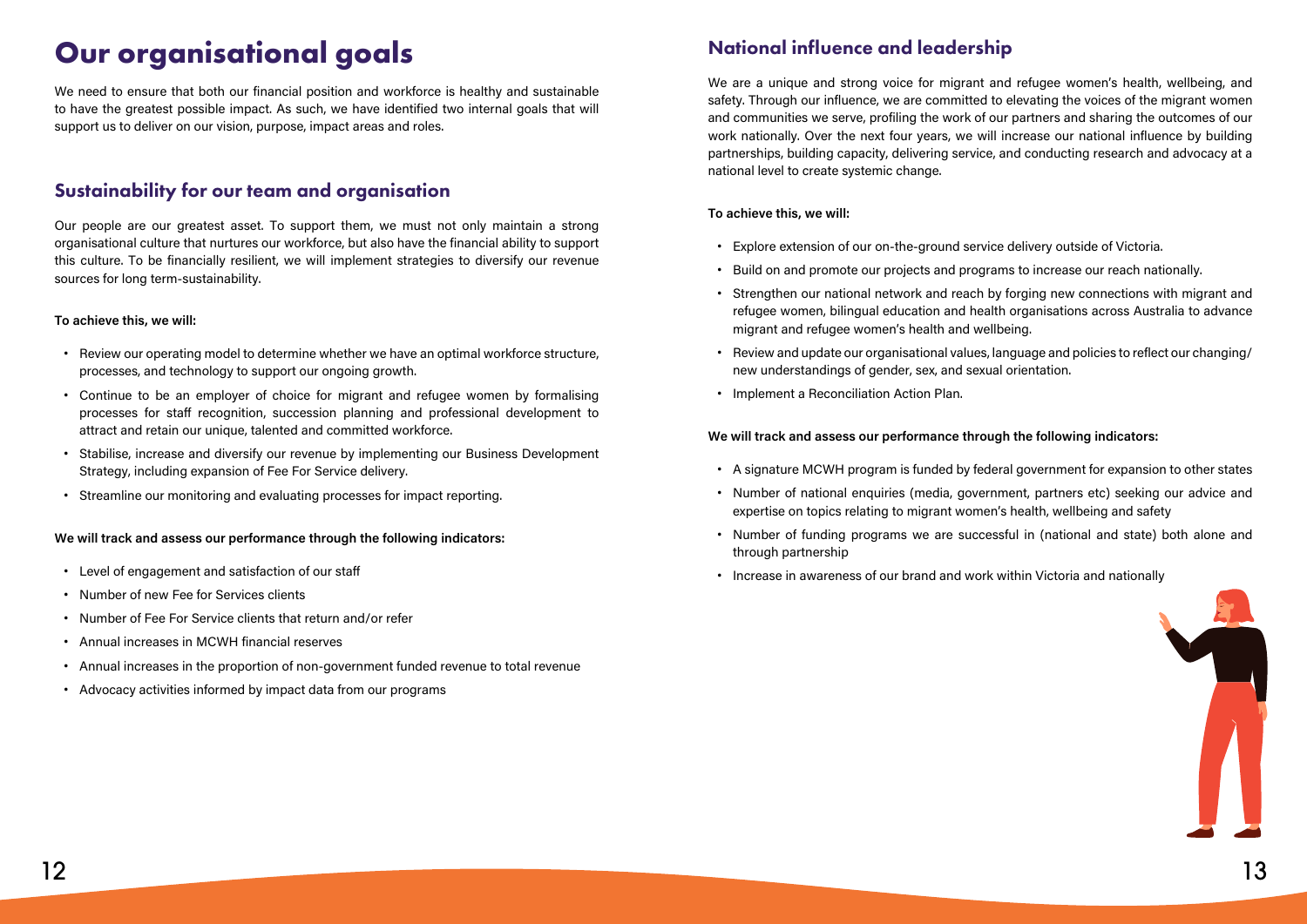# Our organisational goals

We need to ensure that both our financial position and workforce is healthy and sustainable to have the greatest possible impact. As such, we have identified two internal goals that will support us to deliver on our vision, purpose, impact areas and roles.

## Sustainability for our team and organisation

Our people are our greatest asset. To support them, we must not only maintain a strong organisational culture that nurtures our workforce, but also have the financial ability to support this culture. To be financially resilient, we will implement strategies to diversify our revenue sources for long term-sustainability.

**To achieve this, we will:**

- Review our operating model to determine whether we have an optimal workforce structure, processes, and technology to support our ongoing growth.
- Continue to be an employer of choice for migrant and refugee women by formalising processes for staff recognition, succession planning and professional development to attract and retain our unique, talented and committed workforce.
- Stabilise, increase and diversify our revenue by implementing our Business Development Strategy, including expansion of Fee For Service delivery.
- Streamline our monitoring and evaluating processes for impact reporting.

**We will track and assess our performance through the following indicators:**

- Level of engagement and satisfaction of our staff
- Number of new Fee for Services clients
- Number of Fee For Service clients that return and/or refer
- Annual increases in MCWH financial reserves
- Annual increases in the proportion of non-government funded revenue to total revenue
- Advocacy activities informed by impact data from our programs

## National influence and leadership

We are a unique and strong voice for migrant and refugee women's health, wellbeing, and safety. Through our influence, we are committed to elevating the voices of the migrant women and communities we serve, profiling the work of our partners and sharing the outcomes of our work nationally. Over the next four years, we will increase our national influence by building partnerships, building capacity, delivering service, and conducting research and advocacy at a national level to create systemic change.

**To achieve this, we will:**

- Explore extension of our on-the-ground service delivery outside of Victoria.
- Build on and promote our projects and programs to increase our reach nationally.
- Strengthen our national network and reach by forging new connections with migrant and refugee women, bilingual education and health organisations across Australia to advance migrant and refugee women's health and wellbeing.
- Review and update our organisational values, language and policies to reflect our changing/new understandings of gender, sex, and sexual orientation.
- Implement a Reconciliation Action Plan.

**We will track and assess our performance through the following indicators:**

- A signature MCWH program is funded by federal government for expansion to other states
- Number of national enquiries (media, government, partners etc) seeking our advice and expertise on topics relating to migrant women's health, wellbeing and safety
- Number of funding programs we are successful in (national and state) both alone and through partnership
- Increase in awareness of our brand and work within Victoria and nationally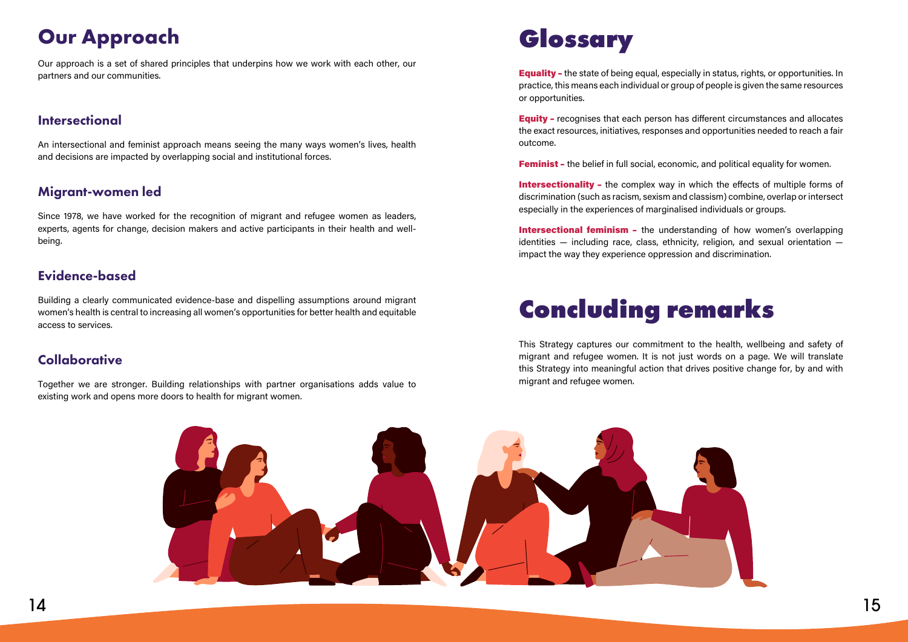## Our Approach

Our approach is a set of shared principles that underpins how we work with each other, our partners and our communities.

### Intersectional

An intersectional and feminist approach means seeing the many ways women's lives, health and decisions are impacted by overlapping social and institutional forces.

### Migrant-women led

Since 1978, we have worked for the recognition of migrant and refugee women as leaders, experts, agents for change, decision makers and active participants in their health and well-being.

### Evidence-based

Building a clearly communicated evidence-base and dispelling assumptions around migrant women's health is central to increasing all women's opportunities for better health and equitable access to services.

### Collaborative

Together we are stronger. Building relationships with partner organisations adds value to existing work and opens more doors to health for migrant women.

## Glossary

**Equality –** the state of being equal, especially in status, rights, or opportunities. In practice, this means each individual or group of people is given the same resources or opportunities.

**Equity –** recognises that each person has different circumstances and allocates the exact resources, initiatives, responses and opportunities needed to reach a fair outcome.

**Feminist –** the belief in full social, economic, and political equality for women.

**Intersectionality –** the complex way in which the effects of multiple forms of discrimination (such as racism, sexism and classism) combine, overlap or intersect especially in the experiences of marginalised individuals or groups.

**Intersectional feminism –** the understanding of how women's overlapping identities — including race, class, ethnicity, religion, and sexual orientation — impact the way they experience oppression and discrimination.

## Concluding remarks

This Strategy captures our commitment to the health, wellbeing and safety of migrant and refugee women. It is not just words on a page. We will translate this Strategy into meaningful action that drives positive change for, by and with migrant and refugee women.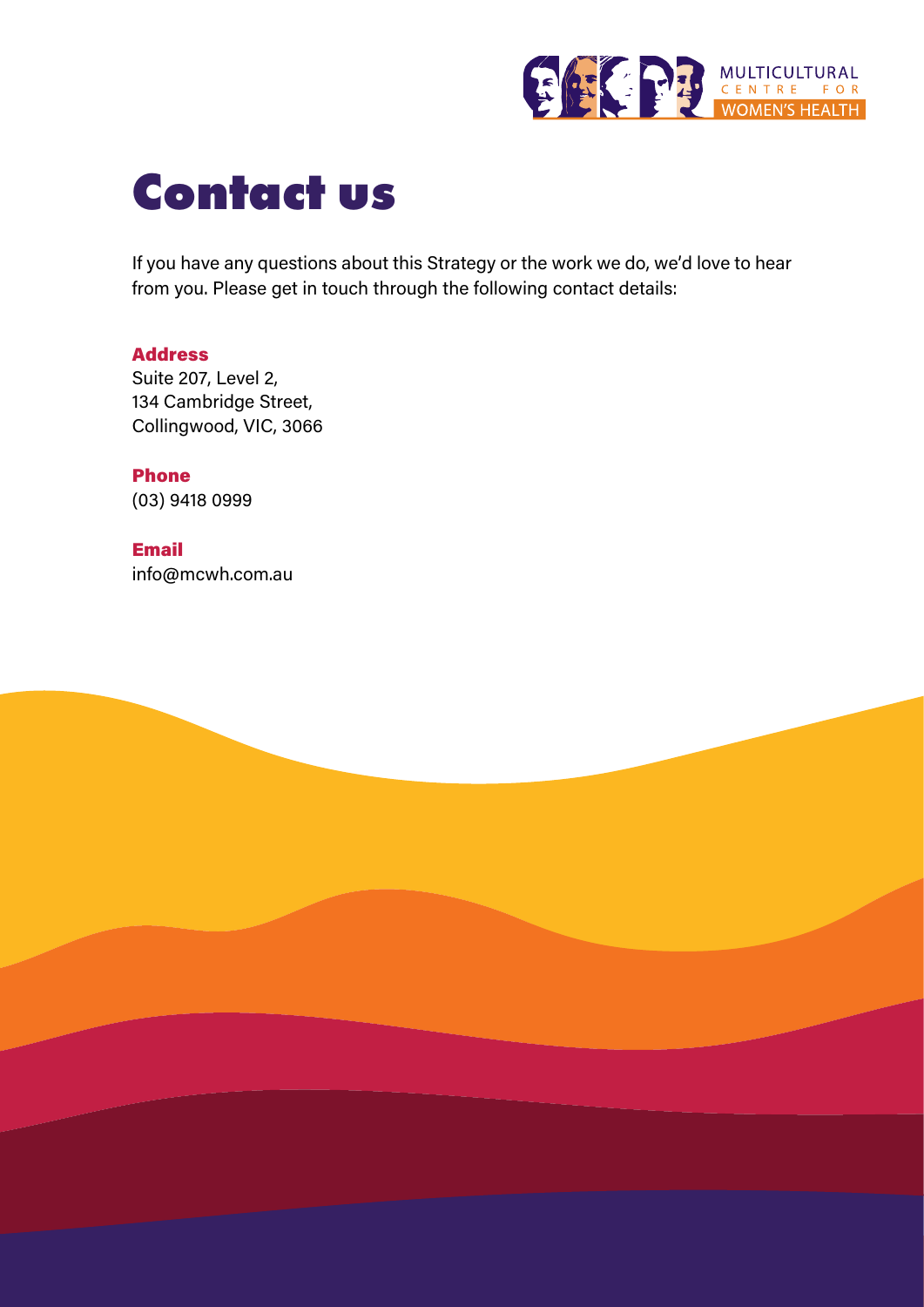# Contact us

If you have any questions about this Strategy or the work we do, we'd love to hear from you. Please get in touch through the following contact details:

**Address**
Suite 207, Level 2,
134 Cambridge Street,
Collingwood, VIC, 3066

**Phone**
(03) 9418 0999

**Email**
info@mcwh.com.au